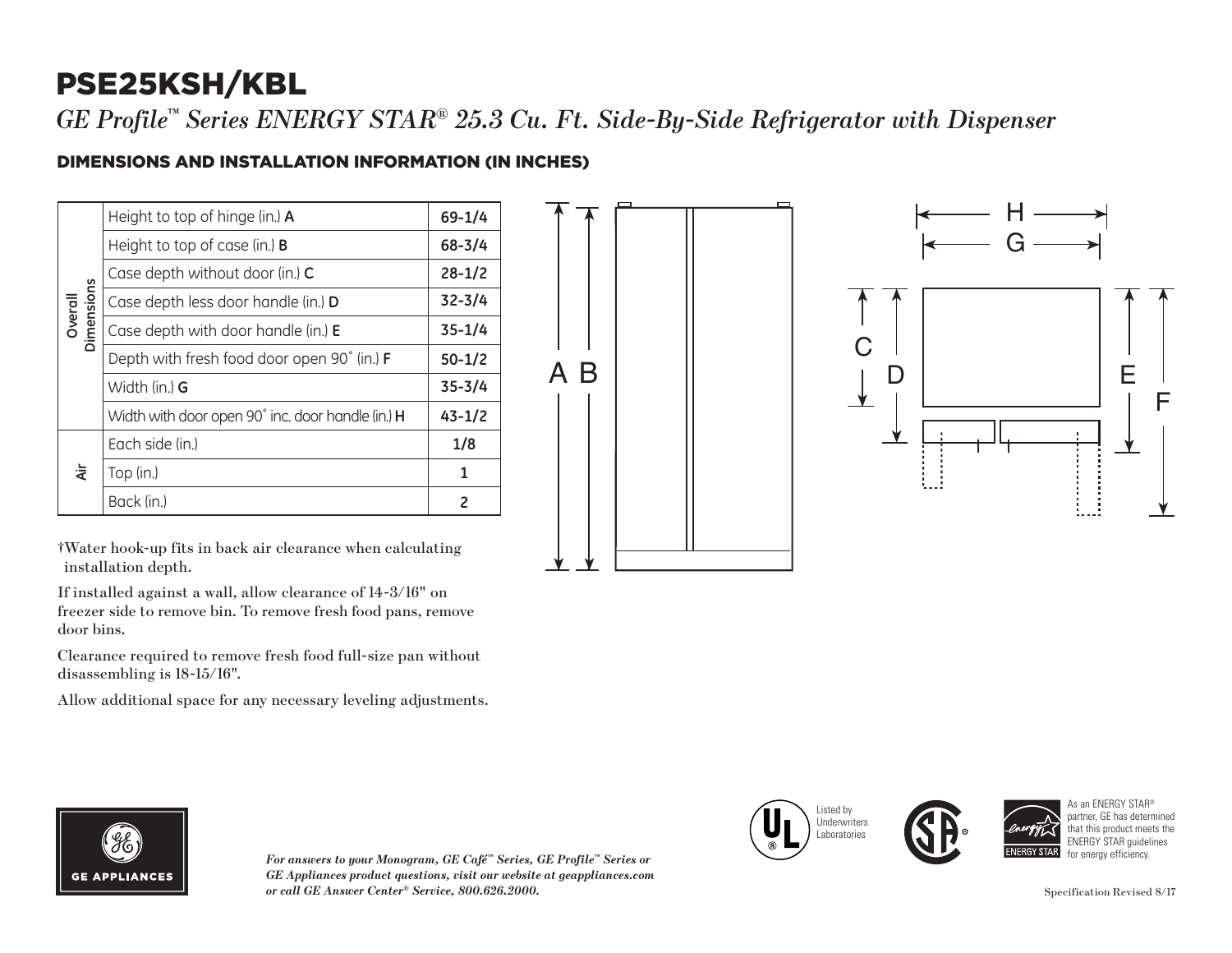# PSE25KSH/KBL

*GE Profile™ Series ENERGY STAR® 25.3 Cu. Ft. Side-By-Side Refrigerator with Dispenser*

## DIMENSIONS AND INSTALLATION INFORMATION (IN INCHES)

| | | |
|---|---|---|
| Overall Dimensions | Height to top of hinge (in.) **A** | 69-1/4 |
| | Height to top of case (in.) **B** | 68-3/4 |
| | Case depth without door (in.) **C** | 28-1/2 |
| | Case depth less door handle (in.) **D** | 32-3/4 |
| | Case depth with door handle (in.) **E** | 35-1/4 |
| | Depth with fresh food door open 90˚ (in.) **F** | 50-1/2 |
| | Width (in.) **G** | 35-3/4 |
| | Width with door open 90˚ inc. door handle (in.) **H** | 43-1/2 |
| Air | Each side (in.) | 1/8 |
| | Top (in.) | 1 |
| | Back (in.) | 2 |

†Water hook-up fits in back air clearance when calculating installation depth.

If installed against a wall, allow clearance of 14-3/16" on freezer side to remove bin. To remove fresh food pans, remove door bins.

Clearance required to remove fresh food full-size pan without disassembling is 18-15/16".

Allow additional space for any necessary leveling adjustments.

*For answers to your Monogram, GE Café™ Series, GE Profile™ Series or GE Appliances product questions, visit our website at geappliances.com or call GE Answer Center® Service, 800.626.2000.*

Listed by Underwriters Laboratories

As an ENERGY STAR® partner, GE has determined that this product meets the ENERGY STAR guidelines for energy efficiency.

Specification Revised 8/17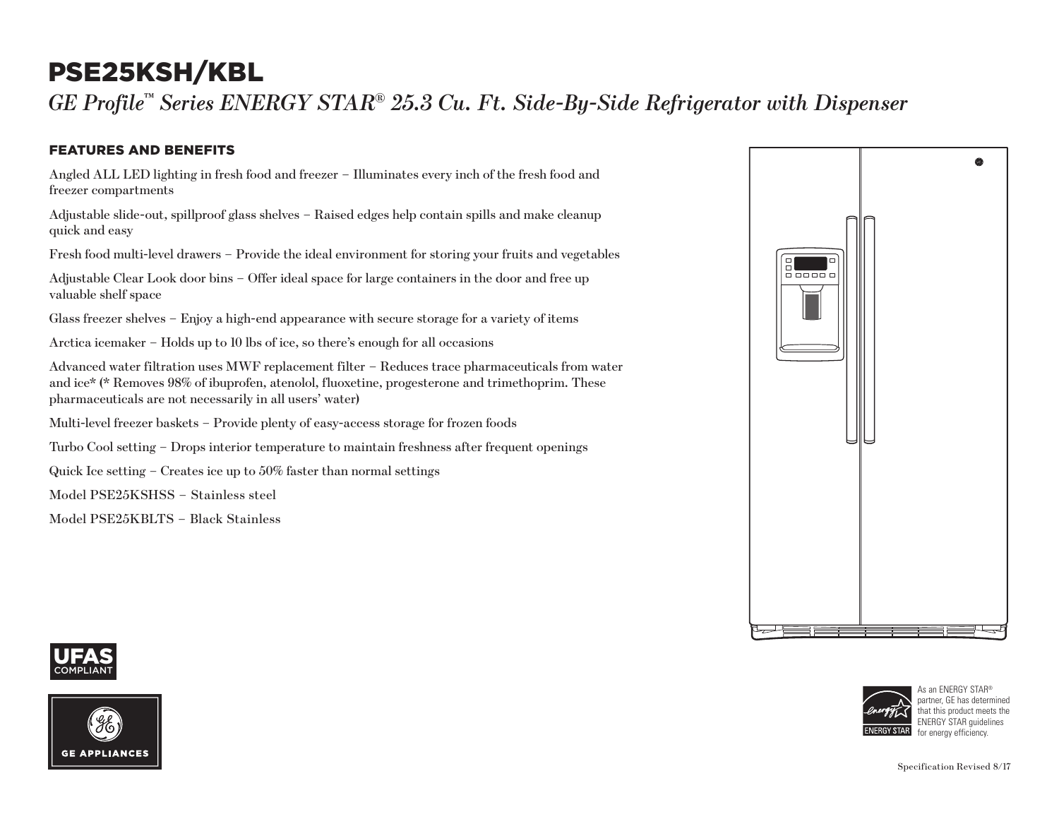# PSE25KSH/KBL

*GE Profile™ Series ENERGY STAR® 25.3 Cu. Ft. Side-By-Side Refrigerator with Dispenser*

## FEATURES AND BENEFITS

Angled ALL LED lighting in fresh food and freezer – Illuminates every inch of the fresh food and freezer compartments

Adjustable slide-out, spillproof glass shelves – Raised edges help contain spills and make cleanup quick and easy

Fresh food multi-level drawers – Provide the ideal environment for storing your fruits and vegetables

Adjustable Clear Look door bins – Offer ideal space for large containers in the door and free up valuable shelf space

Glass freezer shelves – Enjoy a high-end appearance with secure storage for a variety of items

Arctica icemaker – Holds up to 10 lbs of ice, so there's enough for all occasions

Advanced water filtration uses MWF replacement filter – Reduces trace pharmaceuticals from water and ice* (* Removes 98% of ibuprofen, atenolol, fluoxetine, progesterone and trimethoprim. These pharmaceuticals are not necessarily in all users' water)

Multi-level freezer baskets – Provide plenty of easy-access storage for frozen foods

Turbo Cool setting – Drops interior temperature to maintain freshness after frequent openings

Quick Ice setting – Creates ice up to 50% faster than normal settings

Model PSE25KSHSS – Stainless steel

Model PSE25KBLTS – Black Stainless

UFAS COMPLIANT

GE APPLIANCES

As an ENERGY STAR® partner, GE has determined that this product meets the ENERGY STAR guidelines for energy efficiency.

Specification Revised 8/17